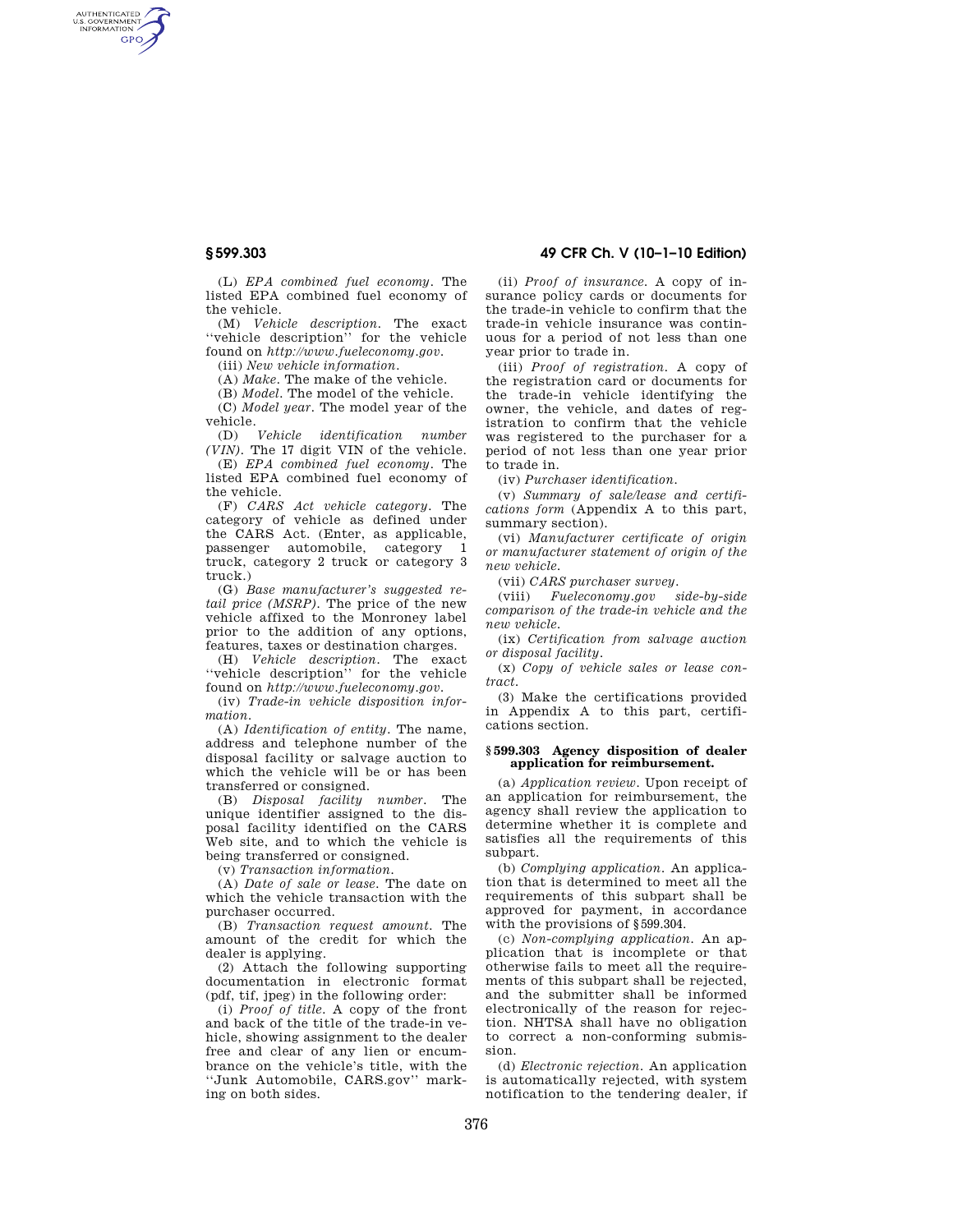(L) *EPA combined fuel economy*. The listed EPA combined fuel economy of the vehicle.

(M) *Vehicle description*. The exact ''vehicle description'' for the vehicle found on *http://www.fueleconomy.gov*.

(iii) *New vehicle information*.

(A) *Make*. The make of the vehicle.

(B) *Model*. The model of the vehicle.

(C) *Model year*. The model year of the vehicle.

(D) *Vehicle identification number (VIN)*. The 17 digit VIN of the vehicle.

(E) *EPA combined fuel economy*. The listed EPA combined fuel economy of the vehicle.

(F) *CARS Act vehicle category*. The category of vehicle as defined under the CARS Act. (Enter, as applicable, passenger automobile, category 1 truck, category 2 truck or category 3 truck.)

(G) *Base manufacturer's suggested retail price (MSRP)*. The price of the new vehicle affixed to the Monroney label prior to the addition of any options, features, taxes or destination charges.

(H) *Vehicle description*. The exact ''vehicle description'' for the vehicle found on *http://www.fueleconomy.gov*.

(iv) *Trade-in vehicle disposition information*.

(A) *Identification of entity*. The name, address and telephone number of the disposal facility or salvage auction to which the vehicle will be or has been transferred or consigned.

(B) *Disposal facility number*. The unique identifier assigned to the disposal facility identified on the CARS Web site, and to which the vehicle is being transferred or consigned.

(v) *Transaction information*.

(A) *Date of sale or lease*. The date on which the vehicle transaction with the purchaser occurred.

(B) *Transaction request amount*. The amount of the credit for which the dealer is applying.

(2) Attach the following supporting documentation in electronic format (pdf, tif, jpeg) in the following order:

(i) *Proof of title*. A copy of the front and back of the title of the trade-in vehicle, showing assignment to the dealer free and clear of any lien or encumbrance on the vehicle's title, with the ''Junk Automobile, CARS.gov'' marking on both sides.

(ii) *Proof of insurance*. A copy of insurance policy cards or documents for the trade-in vehicle to confirm that the trade-in vehicle insurance was continuous for a period of not less than one year prior to trade in.

(iii) *Proof of registration*. A copy of the registration card or documents for the trade-in vehicle identifying the owner, the vehicle, and dates of registration to confirm that the vehicle was registered to the purchaser for a period of not less than one year prior to trade in.

(iv) *Purchaser identification*.

(v) *Summary of sale/lease and certifications form* (Appendix A to this part, summary section).

(vi) *Manufacturer certificate of origin or manufacturer statement of origin of the new vehicle*.

(vii) *CARS purchaser survey*.

(viii) *Fueleconomy.gov side-by-side comparison of the trade-in vehicle and the new vehicle*.

(ix) *Certification from salvage auction or disposal facility*.

(x) *Copy of vehicle sales or lease contract*.

(3) Make the certifications provided in Appendix A to this part, certifications section.

### § 599.303 Agency disposition of dealer application for reimbursement.

(a) *Application review*. Upon receipt of an application for reimbursement, the agency shall review the application to determine whether it is complete and satisfies all the requirements of this subpart.

(b) *Complying application*. An application that is determined to meet all the requirements of this subpart shall be approved for payment, in accordance with the provisions of § 599.304.

(c) *Non-complying application*. An application that is incomplete or that otherwise fails to meet all the requirements of this subpart shall be rejected, and the submitter shall be informed electronically of the reason for rejection. NHTSA shall have no obligation to correct a non-conforming submission.

(d) *Electronic rejection*. An application is automatically rejected, with system notification to the tendering dealer, if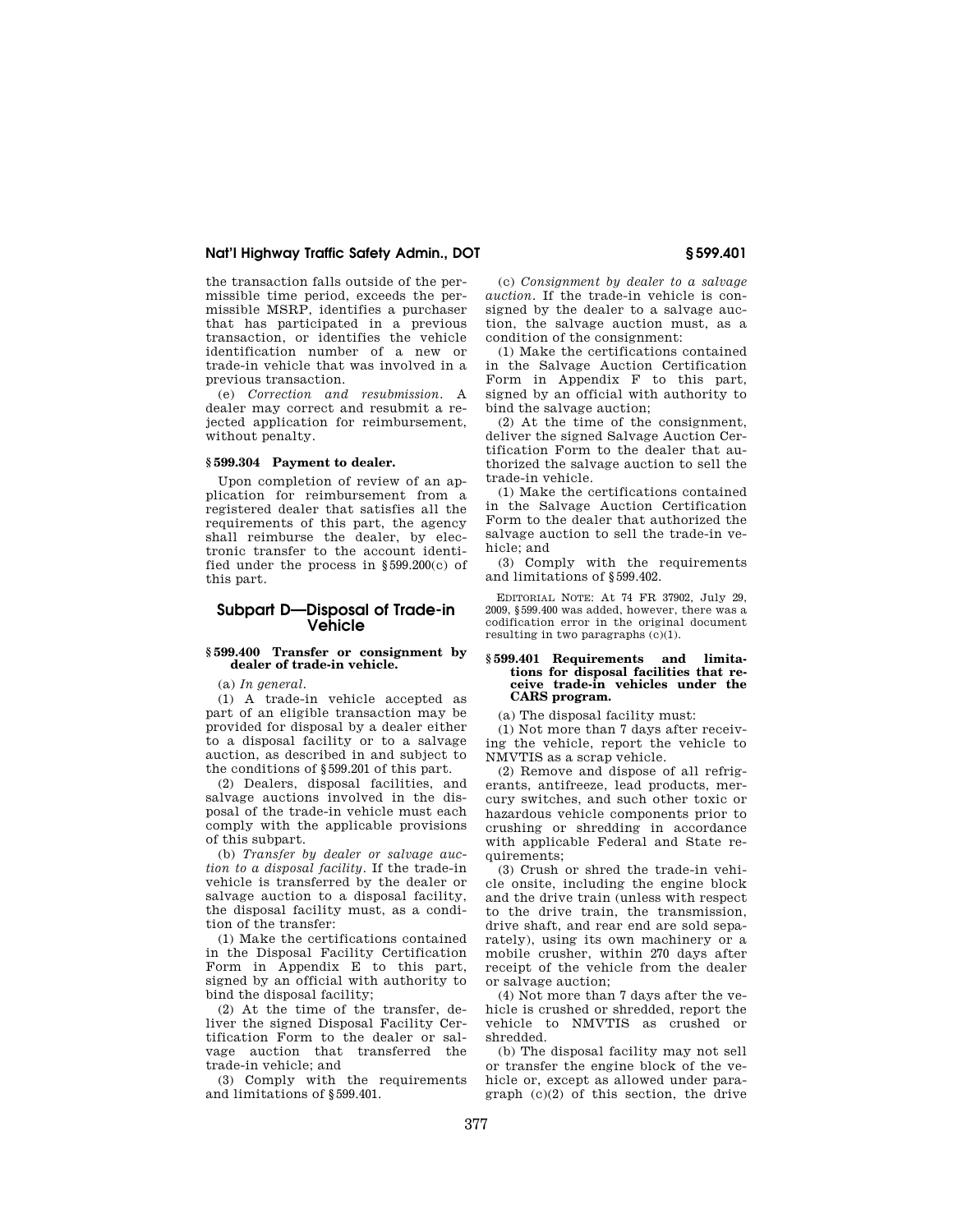the transaction falls outside of the permissible time period, exceeds the permissible MSRP, identifies a purchaser that has participated in a previous transaction, or identifies the vehicle identification number of a new or trade-in vehicle that was involved in a previous transaction.

(e) *Correction and resubmission.* A dealer may correct and resubmit a rejected application for reimbursement, without penalty.

### § 599.304 Payment to dealer.

Upon completion of review of an application for reimbursement from a registered dealer that satisfies all the requirements of this part, the agency shall reimburse the dealer, by electronic transfer to the account identified under the process in § 599.200(c) of this part.

## Subpart D—Disposal of Trade-in Vehicle

### § 599.400 Transfer or consignment by dealer of trade-in vehicle.

(a) *In general.*

(1) A trade-in vehicle accepted as part of an eligible transaction may be provided for disposal by a dealer either to a disposal facility or to a salvage auction, as described in and subject to the conditions of § 599.201 of this part.

(2) Dealers, disposal facilities, and salvage auctions involved in the disposal of the trade-in vehicle must each comply with the applicable provisions of this subpart.

(b) *Transfer by dealer or salvage auction to a disposal facility.* If the trade-in vehicle is transferred by the dealer or salvage auction to a disposal facility, the disposal facility must, as a condition of the transfer:

(1) Make the certifications contained in the Disposal Facility Certification Form in Appendix E to this part, signed by an official with authority to bind the disposal facility;

(2) At the time of the transfer, deliver the signed Disposal Facility Certification Form to the dealer or salvage auction that transferred the trade-in vehicle; and

(3) Comply with the requirements and limitations of § 599.401.

(c) *Consignment by dealer to a salvage auction.* If the trade-in vehicle is consigned by the dealer to a salvage auction, the salvage auction must, as a condition of the consignment:

(1) Make the certifications contained in the Salvage Auction Certification Form in Appendix F to this part, signed by an official with authority to bind the salvage auction;

(2) At the time of the consignment, deliver the signed Salvage Auction Certification Form to the dealer that authorized the salvage auction to sell the trade-in vehicle.

(1) Make the certifications contained in the Salvage Auction Certification Form to the dealer that authorized the salvage auction to sell the trade-in vehicle; and

(3) Comply with the requirements and limitations of § 599.402.

EDITORIAL NOTE: At 74 FR 37902, July 29, 2009, § 599.400 was added, however, there was a codification error in the original document resulting in two paragraphs (c)(1).

### § 599.401 Requirements and limitations for disposal facilities that receive trade-in vehicles under the CARS program.

(a) The disposal facility must:

(1) Not more than 7 days after receiving the vehicle, report the vehicle to NMVTIS as a scrap vehicle.

(2) Remove and dispose of all refrigerants, antifreeze, lead products, mercury switches, and such other toxic or hazardous vehicle components prior to crushing or shredding in accordance with applicable Federal and State requirements;

(3) Crush or shred the trade-in vehicle onsite, including the engine block and the drive train (unless with respect to the drive train, the transmission, drive shaft, and rear end are sold separately), using its own machinery or a mobile crusher, within 270 days after receipt of the vehicle from the dealer or salvage auction;

(4) Not more than 7 days after the vehicle is crushed or shredded, report the vehicle to NMVTIS as crushed or shredded.

(b) The disposal facility may not sell or transfer the engine block of the vehicle or, except as allowed under paragraph (c)(2) of this section, the drive